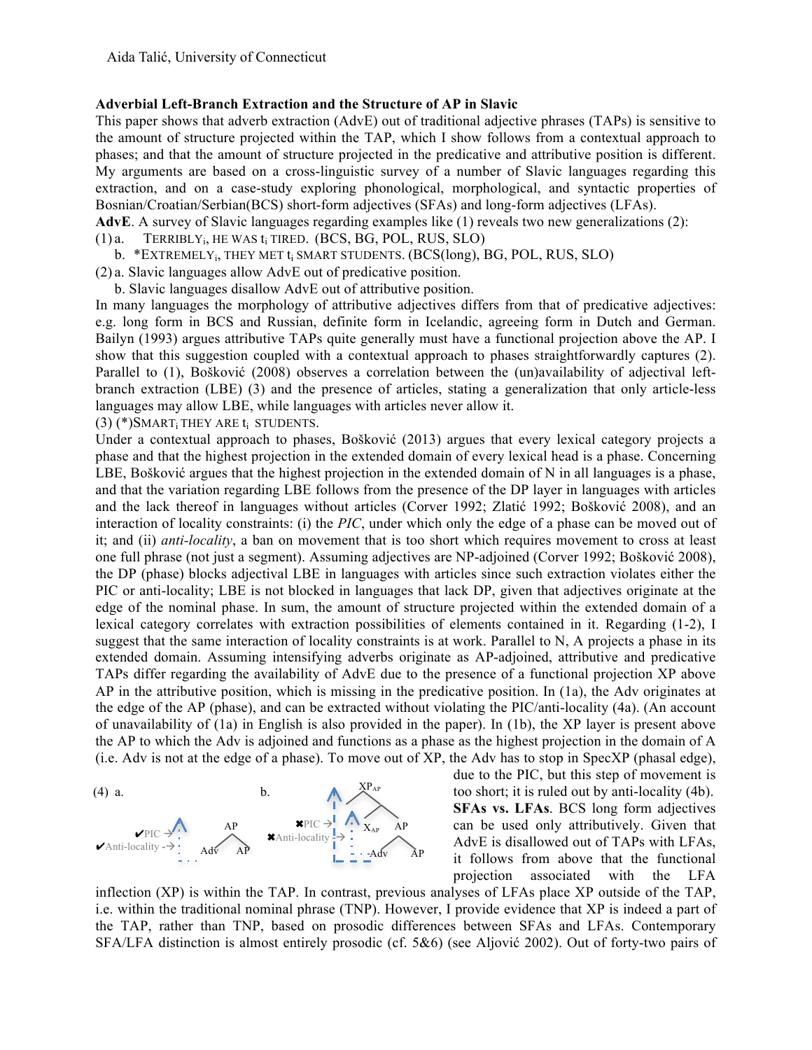Aida Talić, University of Connecticut

**Adverbial Left-Branch Extraction and the Structure of AP in Slavic**

This paper shows that adverb extraction (AdvE) out of traditional adjective phrases (TAPs) is sensitive to the amount of structure projected within the TAP, which I show follows from a contextual approach to phases; and that the amount of structure projected in the predicative and attributive position is different. My arguments are based on a cross-linguistic survey of a number of Slavic languages regarding this extraction, and on a case-study exploring phonological, morphological, and syntactic properties of Bosnian/Croatian/Serbian(BCS) short-form adjectives (SFAs) and long-form adjectives (LFAs).

**AdvE**. A survey of Slavic languages regarding examples like (1) reveals two new generalizations (2):

(1) a. TERRIBLY$_i$, HE WAS $t_i$ TIRED. (BCS, BG, POL, RUS, SLO)

b. *EXTREMELY$_i$, THEY MET $t_i$ SMART STUDENTS. (BCS(long), BG, POL, RUS, SLO)

(2) a. Slavic languages allow AdvE out of predicative position.

b. Slavic languages disallow AdvE out of attributive position.

In many languages the morphology of attributive adjectives differs from that of predicative adjectives: e.g. long form in BCS and Russian, definite form in Icelandic, agreeing form in Dutch and German. Bailyn (1993) argues attributive TAPs quite generally must have a functional projection above the AP. I show that this suggestion coupled with a contextual approach to phases straightforwardly captures (2). Parallel to (1), Bošković (2008) observes a correlation between the (un)availability of adjectival left-branch extraction (LBE) (3) and the presence of articles, stating a generalization that only article-less languages may allow LBE, while languages with articles never allow it.

(3) (*)SMART$_i$ THEY ARE $t_i$ STUDENTS.

Under a contextual approach to phases, Bošković (2013) argues that every lexical category projects a phase and that the highest projection in the extended domain of every lexical head is a phase. Concerning LBE, Bošković argues that the highest projection in the extended domain of N in all languages is a phase, and that the variation regarding LBE follows from the presence of the DP layer in languages with articles and the lack thereof in languages without articles (Corver 1992; Zlatić 1992; Bošković 2008), and an interaction of locality constraints: (i) the *PIC*, under which only the edge of a phase can be moved out of it; and (ii) *anti-locality*, a ban on movement that is too short which requires movement to cross at least one full phrase (not just a segment). Assuming adjectives are NP-adjoined (Corver 1992; Bošković 2008), the DP (phase) blocks adjectival LBE in languages with articles since such extraction violates either the PIC or anti-locality; LBE is not blocked in languages that lack DP, given that adjectives originate at the edge of the nominal phase. In sum, the amount of structure projected within the extended domain of a lexical category correlates with extraction possibilities of elements contained in it. Regarding (1-2), I suggest that the same interaction of locality constraints is at work. Parallel to N, A projects a phase in its extended domain. Assuming intensifying adverbs originate as AP-adjoined, attributive and predicative TAPs differ regarding the availability of AdvE due to the presence of a functional projection XP above AP in the attributive position, which is missing in the predicative position. In (1a), the Adv originates at the edge of the AP (phase), and can be extracted without violating the PIC/anti-locality (4a). (An account of unavailability of (1a) in English is also provided in the paper). In (1b), the XP layer is present above the AP to which the Adv is adjoined and functions as a phase as the highest projection in the domain of A (i.e. Adv is not at the edge of a phase). To move out of XP, the Adv has to stop in SpecXP (phasal edge), due to the PIC, but this step of movement is too short; it is ruled out by anti-locality (4b).

(4) a. [AP [Adv] [AP]] — ✔PIC, ✔Anti-locality

b. [$XP_{AP}$ [$X_{AP}$] [AP [Adv] [AP]]] — ✖PIC, ✖Anti-locality

**SFAs vs. LFAs**. BCS long form adjectives can be used only attributively. Given that AdvE is disallowed out of TAPs with LFAs, it follows from above that the functional projection associated with the LFA inflection (XP) is within the TAP. In contrast, previous analyses of LFAs place XP outside of the TAP, i.e. within the traditional nominal phrase (TNP). However, I provide evidence that XP is indeed a part of the TAP, rather than TNP, based on prosodic differences between SFAs and LFAs. Contemporary SFA/LFA distinction is almost entirely prosodic (cf. 5&6) (see Aljović 2002). Out of forty-two pairs of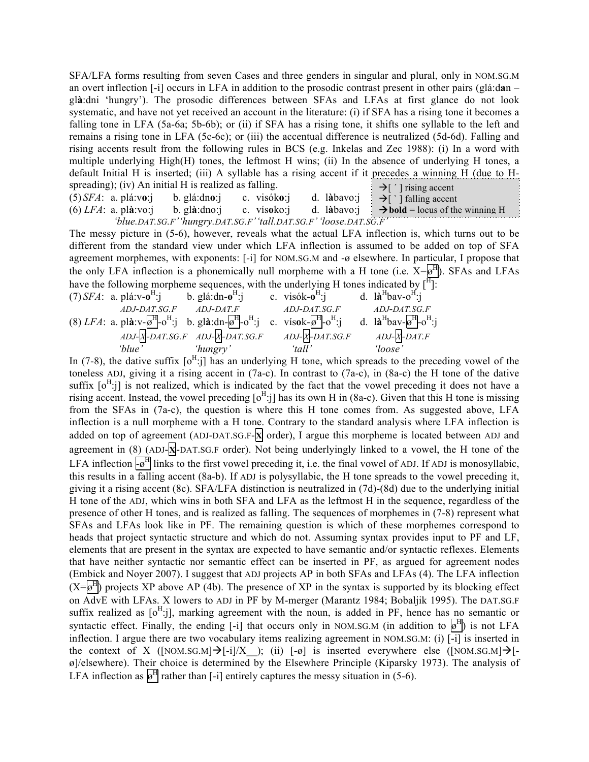SFA/LFA forms resulting from seven Cases and three genders in singular and plural, only in NOM.SG.M an overt inflection [-i] occurs in LFA in addition to the prosodic contrast present in other pairs (glá:d**a**n – gl**à**:dni 'hungry'). The prosodic differences between SFAs and LFAs at first glance do not look systematic, and have not yet received an account in the literature: (i) if SFA has a rising tone it becomes a falling tone in LFA (5a-6a; 5b-6b); or (ii) if SFA has a rising tone, it shifts one syllable to the left and remains a rising tone in LFA (5c-6c); or (iii) the accentual difference is neutralized (5d-6d). Falling and rising accents result from the following rules in BCS (e.g. Inkelas and Zec 1988): (i) In a word with multiple underlying High(H) tones, the leftmost H wins; (ii) In the absence of underlying H tones, a default Initial H is inserted; (iii) A syllable has a rising accent if it precedes a winning H (due to H-spreading); (iv) An initial H is realized as falling.

→[ ´ ] rising accent
→[ ` ] falling accent
→**bold** = locus of the winning H

(5) *SFA*: a. plá:v**o**:j b. glá:dn**o**:j c. visók**o**:j d. l**à**bavo:j

(6) *LFA*: a. pl**à**:vo:j b. gl**à**:dno:j c. vís**o**ko:j d. l**à**bavo:j

*'blue.DAT.SG.F' 'hungry.DAT.SG.F' 'tall.DAT.SG.F' 'loose.DAT.SG.F'*

The messy picture in (5-6), however, reveals what the actual LFA inflection is, which turns out to be different from the standard view under which LFA inflection is assumed to be added on top of SFA agreement morphemes, with exponents: [-i] for NOM.SG.M and -ø elsewhere. In particular, I propose that the only LFA inflection is a phonemically null morpheme with a H tone (i.e. X=$ø^{H}$). SFAs and LFAs have the following morpheme sequences, with the underlying H tones indicated by [$^{H}$]:

(7) *SFA*: a. plá:v-**o**$^{H}$:j b. glá:dn-**o**$^{H}$:j c. visók-**o**$^{H}$:j d. l**à**$^{H}$bav-o$^{H}$:j

*ADJ-DAT.SG.F ADJ-DAT.F ADJ-DAT.SG.F ADJ-DAT.SG.F*

(8) *LFA*: a. pl**à**:v-$ø^{H}$-o$^{H}$:j b. gl**à**:dn-$ø^{H}$-o$^{H}$:j c. vís**o**k-$ø^{H}$-o$^{H}$:j d. l**à**$^{H}$bav-$ø^{H}$-o$^{H}$:j

*ADJ-X-DAT.SG.F ADJ-X-DAT.SG.F ADJ-X-DAT.SG.F ADJ-X-DAT.F*

*'blue' 'hungry' 'tall' 'loose'*

In (7-8), the dative suffix [o$^{H}$:j] has an underlying H tone, which spreads to the preceding vowel of the toneless ADJ, giving it a rising accent in (7a-c). In contrast to (7a-c), in (8a-c) the H tone of the dative suffix [o$^{H}$:j] is not realized, which is indicated by the fact that the vowel preceding it does not have a rising accent. Instead, the vowel preceding [o$^{H}$:j] has its own H in (8a-c). Given that this H tone is missing from the SFAs in (7a-c), the question is where this H tone comes from. As suggested above, LFA inflection is a null morpheme with a H tone. Contrary to the standard analysis where LFA inflection is added on top of agreement (ADJ-DAT.SG.F-**X** order), I argue this morpheme is located between ADJ and agreement in (8) (ADJ-**X**-DAT.SG.F order). Not being underlyingly linked to a vowel, the H tone of the LFA inflection -$ø^{H}$ links to the first vowel preceding it, i.e. the final vowel of ADJ. If ADJ is monosyllabic, this results in a falling accent (8a-b). If ADJ is polysyllabic, the H tone spreads to the vowel preceding it, giving it a rising accent (8c). SFA/LFA distinction is neutralized in (7d)-(8d) due to the underlying initial H tone of the ADJ, which wins in both SFA and LFA as the leftmost H in the sequence, regardless of the presence of other H tones, and is realized as falling. The sequences of morphemes in (7-8) represent what SFAs and LFAs look like in PF. The remaining question is which of these morphemes correspond to heads that project syntactic structure and which do not. Assuming syntax provides input to PF and LF, elements that are present in the syntax are expected to have semantic and/or syntactic reflexes. Elements that have neither syntactic nor semantic effect can be inserted in PF, as argued for agreement nodes (Embick and Noyer 2007). I suggest that ADJ projects AP in both SFAs and LFAs (4). The LFA inflection (X=$ø^{H}$) projects XP above AP (4b). The presence of XP in the syntax is supported by its blocking effect on AdvE with LFAs. X lowers to ADJ in PF by M-merger (Marantz 1984; Bobaljik 1995). The DAT.SG.F suffix realized as [o$^{H}$:j], marking agreement with the noun, is added in PF, hence has no semantic or syntactic effect. Finally, the ending [-i] that occurs only in NOM.SG.M (in addition to $ø^{H}$) is not LFA inflection. I argue there are two vocabulary items realizing agreement in NOM.SG.M: (i) [-i] is inserted in the context of X ([NOM.SG.M]→[-i]/X__); (ii) [-ø] is inserted everywhere else ([NOM.SG.M]→[-ø]/elsewhere). Their choice is determined by the Elsewhere Principle (Kiparsky 1973). The analysis of LFA inflection as $ø^{H}$ rather than [-i] entirely captures the messy situation in (5-6).